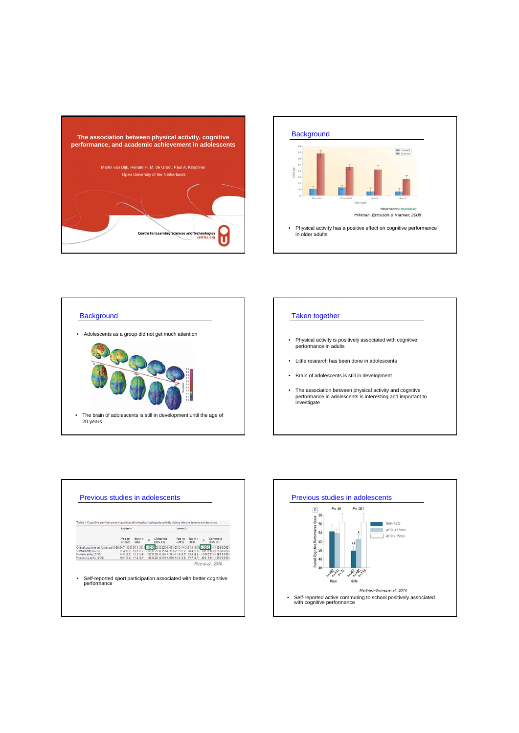# The association between physical activity, cognitive performance, and academic achievement in adolescents

Martin van Dijk, Renate H. M. de Groot, Paul A. Kirschner

Open University of the Netherlands

Centre for Learning Sciences and Technologies
celstec.org

## Background

Hillman, Erickson & Kramer, 2008

- Physical activity has a positive effect on cognitive performance in older adults

## Background

- Adolescents as a group did not get much attention
- The brain of adolescents is still in development until the age of 20 years

## Taken together

- Physical activity is positively associated with cognitive performance in adults
- Little research has been done in adolescents
- Brain of adolescents is still in development
- The association between physical activity and cognitive performance in adolescents is interesting and important to investigate

## Previous studies in adolescents

Ruiz et al., 2010

- Self-reported sport participation associated with better cognitive performance

## Previous studies in adolescents

Martinez-Gomez et al., 2010

- Self-reported active commuting to school positively associated with cognitive performance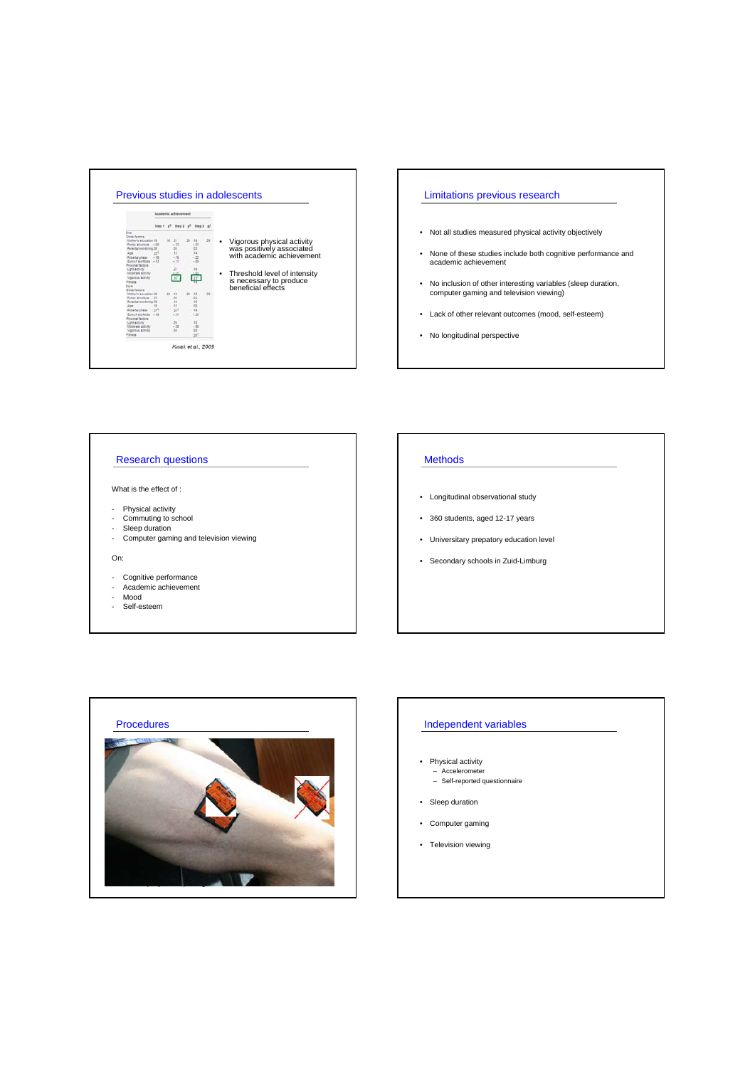## Previous studies in adolescents

- Vigorous physical activity was positively associated with academic achievement
- Threshold level of intensity is necessary to produce beneficial effects

*Kwak et al., 2009*

## Limitations previous research

- Not all studies measured physical activity objectively
- None of these studies include both cognitive performance and academic achievement
- No inclusion of other interesting variables (sleep duration, computer gaming and television viewing)
- Lack of other relevant outcomes (mood, self-esteem)
- No longitudinal perspective

## Research questions

What is the effect of :

- Physical activity
- Commuting to school
- Sleep duration
- Computer gaming and television viewing

On:

- Cognitive performance
- Academic achievement
- Mood
- Self-esteem

## Methods

- Longitudinal observational study
- 360 students, aged 12-17 years
- Universitary prepatory education level
- Secondary schools in Zuid-Limburg

## Procedures

## Independent variables

- Physical activity
  - Accelerometer
  - Self-reported questionnaire
- Sleep duration
- Computer gaming
- Television viewing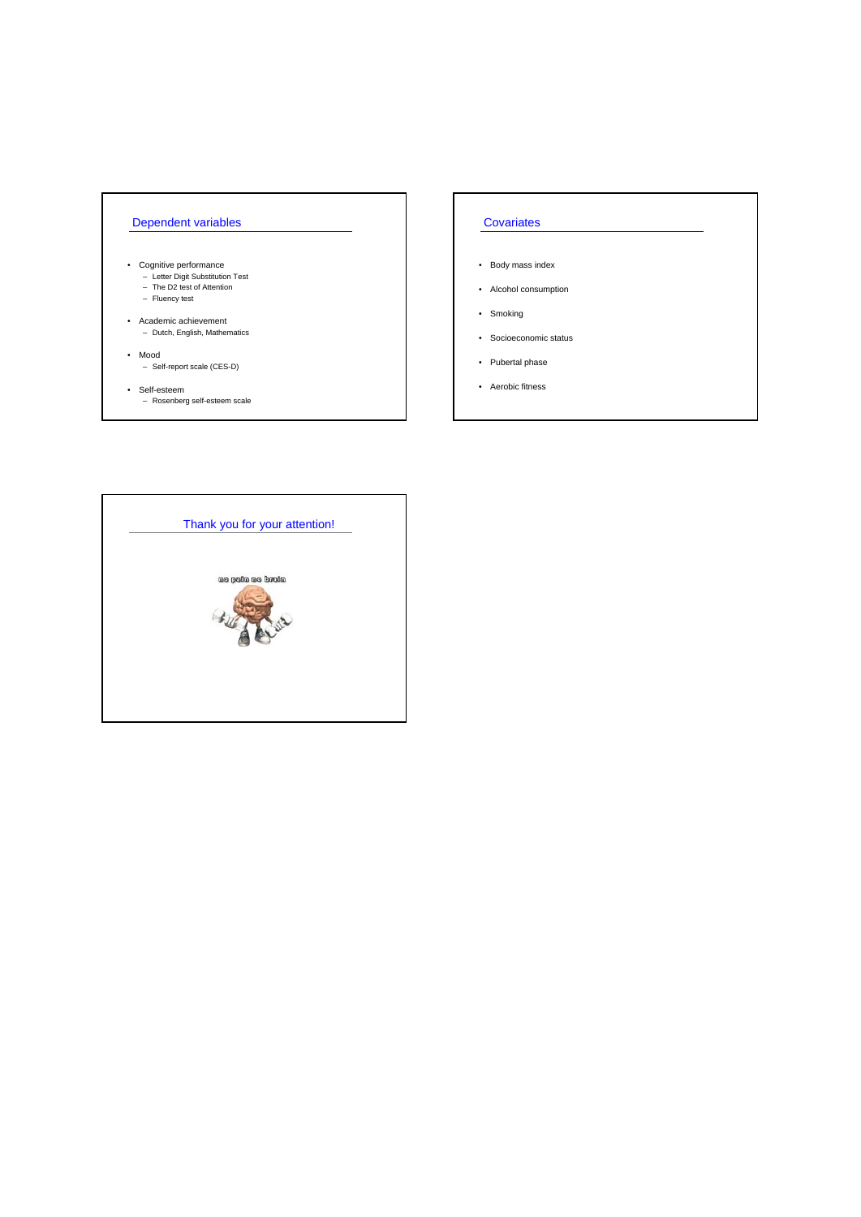## Dependent variables

- Cognitive performance
  - Letter Digit Substitution Test
  - The D2 test of Attention
  - Fluency test
- Academic achievement
  - Dutch, English, Mathematics
- Mood
  - Self-report scale (CES-D)
- Self-esteem
  - Rosenberg self-esteem scale

## Covariates

- Body mass index
- Alcohol consumption
- Smoking
- Socioeconomic status
- Pubertal phase
- Aerobic fitness

## Thank you for your attention!

no pain no brain